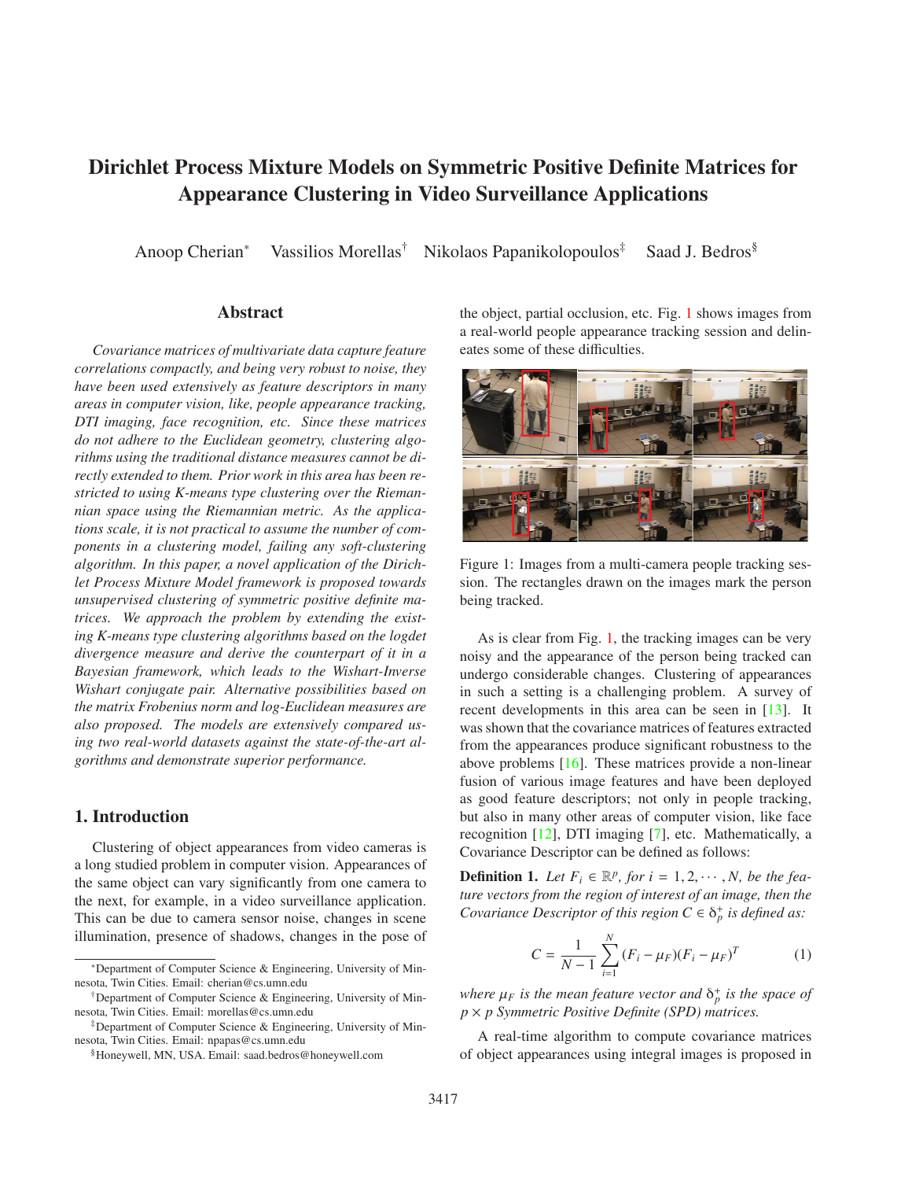# Dirichlet Process Mixture Models on Symmetric Positive Definite Matrices for Appearance Clustering in Video Surveillance Applications

Anoop Cherian[*] Vassilios Morellas[†] Nikolaos Papanikolopoulos[‡] Saad J. Bedros[§]

## Abstract

*Covariance matrices of multivariate data capture feature correlations compactly, and being very robust to noise, they have been used extensively as feature descriptors in many areas in computer vision, like, people appearance tracking, DTI imaging, face recognition, etc. Since these matrices do not adhere to the Euclidean geometry, clustering algorithms using the traditional distance measures cannot be directly extended to them. Prior work in this area has been restricted to using K-means type clustering over the Riemannian space using the Riemannian metric. As the applications scale, it is not practical to assume the number of components in a clustering model, failing any soft-clustering algorithm. In this paper, a novel application of the Dirichlet Process Mixture Model framework is proposed towards unsupervised clustering of symmetric positive definite matrices. We approach the problem by extending the existing K-means type clustering algorithms based on the logdet divergence measure and derive the counterpart of it in a Bayesian framework, which leads to the Wishart-Inverse Wishart conjugate pair. Alternative possibilities based on the matrix Frobenius norm and log-Euclidean measures are also proposed. The models are extensively compared using two real-world datasets against the state-of-the-art algorithms and demonstrate superior performance.*

## 1. Introduction

Clustering of object appearances from video cameras is a long studied problem in computer vision. Appearances of the same object can vary significantly from one camera to the next, for example, in a video surveillance application. This can be due to camera sensor noise, changes in scene illumination, presence of shadows, changes in the pose of the object, partial occlusion, etc. Fig. 1 shows images from a real-world people appearance tracking session and delineates some of these difficulties.

Figure 1: Images from a multi-camera people tracking session. The rectangles drawn on the images mark the person being tracked.

As is clear from Fig. 1, the tracking images can be very noisy and the appearance of the person being tracked can undergo considerable changes. Clustering of appearances in such a setting is a challenging problem. A survey of recent developments in this area can be seen in [13]. It was shown that the covariance matrices of features extracted from the appearances produce significant robustness to the above problems [16]. These matrices provide a non-linear fusion of various image features and have been deployed as good feature descriptors; not only in people tracking, but also in many other areas of computer vision, like face recognition [12], DTI imaging [7], etc. Mathematically, a Covariance Descriptor can be defined as follows:

**Definition 1.** *Let $F_i \in \mathbb{R}^p$, for $i = 1, 2, \cdots, N$, be the feature vectors from the region of interest of an image, then the Covariance Descriptor of this region $C \in \mathcal{S}_p^+$ is defined as:*

$$C = \frac{1}{N-1}\sum_{i=1}^{N}(F_i - \mu_F)(F_i - \mu_F)^T \tag{1}$$

*where $\mu_F$ is the mean feature vector and $\mathcal{S}_p^+$ is the space of $p \times p$ Symmetric Positive Definite (SPD) matrices.*

A real-time algorithm to compute covariance matrices of object appearances using integral images is proposed in

---

[*] Department of Computer Science & Engineering, University of Minnesota, Twin Cities. Email: cherian@cs.umn.edu

[†] Department of Computer Science & Engineering, University of Minnesota, Twin Cities. Email: morellas@cs.umn.edu

[‡] Department of Computer Science & Engineering, University of Minnesota, Twin Cities. Email: npapas@cs.umn.edu

[§] Honeywell, MN, USA. Email: saad.bedros@honeywell.com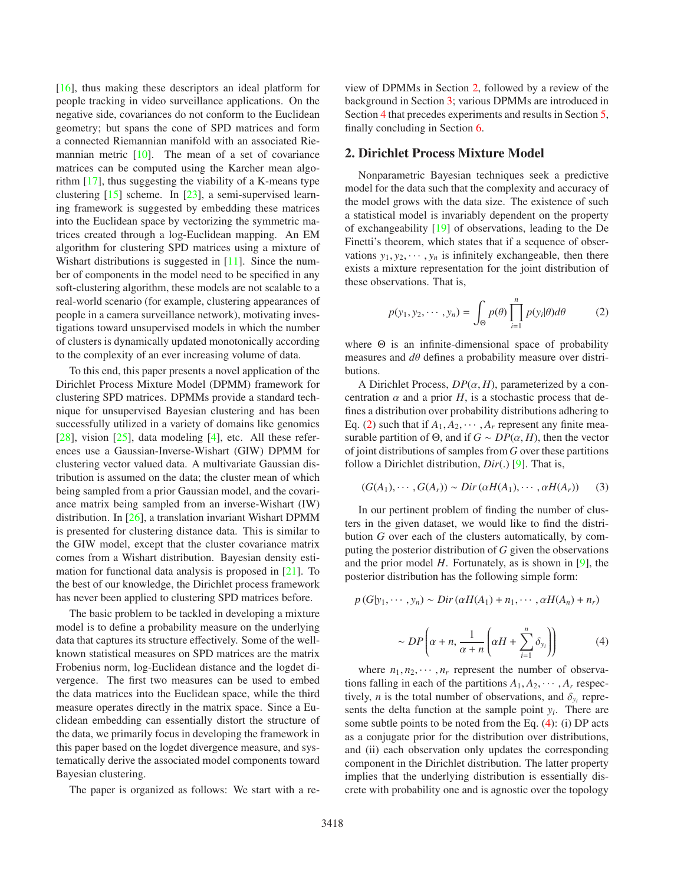[16], thus making these descriptors an ideal platform for people tracking in video surveillance applications. On the negative side, covariances do not conform to the Euclidean geometry; but spans the cone of SPD matrices and form a connected Riemannian manifold with an associated Riemannian metric [10]. The mean of a set of covariance matrices can be computed using the Karcher mean algorithm [17], thus suggesting the viability of a K-means type clustering [15] scheme. In [23], a semi-supervised learning framework is suggested by embedding these matrices into the Euclidean space by vectorizing the symmetric matrices created through a log-Euclidean mapping. An EM algorithm for clustering SPD matrices using a mixture of Wishart distributions is suggested in [11]. Since the number of components in the model need to be specified in any soft-clustering algorithm, these models are not scalable to a real-world scenario (for example, clustering appearances of people in a camera surveillance network), motivating investigations toward unsupervised models in which the number of clusters is dynamically updated monotonically according to the complexity of an ever increasing volume of data.

To this end, this paper presents a novel application of the Dirichlet Process Mixture Model (DPMM) framework for clustering SPD matrices. DPMMs provide a standard technique for unsupervised Bayesian clustering and has been successfully utilized in a variety of domains like genomics [28], vision [25], data modeling [4], etc. All these references use a Gaussian-Inverse-Wishart (GIW) DPMM for clustering vector valued data. A multivariate Gaussian distribution is assumed on the data; the cluster mean of which being sampled from a prior Gaussian model, and the covariance matrix being sampled from an inverse-Wishart (IW) distribution. In [26], a translation invariant Wishart DPMM is presented for clustering distance data. This is similar to the GIW model, except that the cluster covariance matrix comes from a Wishart distribution. Bayesian density estimation for functional data analysis is proposed in [21]. To the best of our knowledge, the Dirichlet process framework has never been applied to clustering SPD matrices before.

The basic problem to be tackled in developing a mixture model is to define a probability measure on the underlying data that captures its structure effectively. Some of the well-known statistical measures on SPD matrices are the matrix Frobenius norm, log-Euclidean distance and the logdet divergence. The first two measures can be used to embed the data matrices into the Euclidean space, while the third measure operates directly in the matrix space. Since a Euclidean embedding can essentially distort the structure of the data, we primarily focus in developing the framework in this paper based on the logdet divergence measure, and systematically derive the associated model components toward Bayesian clustering.

The paper is organized as follows: We start with a review of DPMMs in Section 2, followed by a review of the background in Section 3; various DPMMs are introduced in Section 4 that precedes experiments and results in Section 5, finally concluding in Section 6.

## 2. Dirichlet Process Mixture Model

Nonparametric Bayesian techniques seek a predictive model for the data such that the complexity and accuracy of the model grows with the data size. The existence of such a statistical model is invariably dependent on the property of exchangeability [19] of observations, leading to the De Finetti's theorem, which states that if a sequence of observations $y_1, y_2, \cdots, y_n$ is infinitely exchangeable, then there exists a mixture representation for the joint distribution of these observations. That is,

$$p(y_1, y_2, \cdots, y_n) = \int_{\Theta} p(\theta) \prod_{i=1}^{n} p(y_i|\theta) d\theta \tag{2}$$

where $\Theta$ is an infinite-dimensional space of probability measures and $d\theta$ defines a probability measure over distributions.

A Dirichlet Process, $DP(\alpha, H)$, parameterized by a concentration $\alpha$ and a prior $H$, is a stochastic process that defines a distribution over probability distributions adhering to Eq. (2) such that if $A_1, A_2, \cdots, A_r$ represent any finite measurable partition of $\Theta$, and if $G \sim DP(\alpha, H)$, then the vector of joint distributions of samples from $G$ over these partitions follow a Dirichlet distribution, $Dir(.)$ [9]. That is,

$$(G(A_1), \cdots, G(A_r)) \sim Dir\left(\alpha H(A_1), \cdots, \alpha H(A_r)\right) \tag{3}$$

In our pertinent problem of finding the number of clusters in the given dataset, we would like to find the distribution $G$ over each of the clusters automatically, by computing the posterior distribution of $G$ given the observations and the prior model $H$. Fortunately, as is shown in [9], the posterior distribution has the following simple form:

$$p\left(G|y_1, \cdots, y_n\right) \sim Dir\left(\alpha H(A_1) + n_1, \cdots, \alpha H(A_n) + n_r\right)$$

$$\sim DP\left(\alpha + n, \frac{1}{\alpha + n}\left(\alpha H + \sum_{i=1}^{n} \delta_{y_i}\right)\right) \tag{4}$$

where $n_1, n_2, \cdots, n_r$ represent the number of observations falling in each of the partitions $A_1, A_2, \cdots, A_r$ respectively, $n$ is the total number of observations, and $\delta_{y_i}$ represents the delta function at the sample point $y_i$. There are some subtle points to be noted from the Eq. (4): (i) DP acts as a conjugate prior for the distribution over distributions, and (ii) each observation only updates the corresponding component in the Dirichlet distribution. The latter property implies that the underlying distribution is essentially discrete with probability one and is agnostic over the topology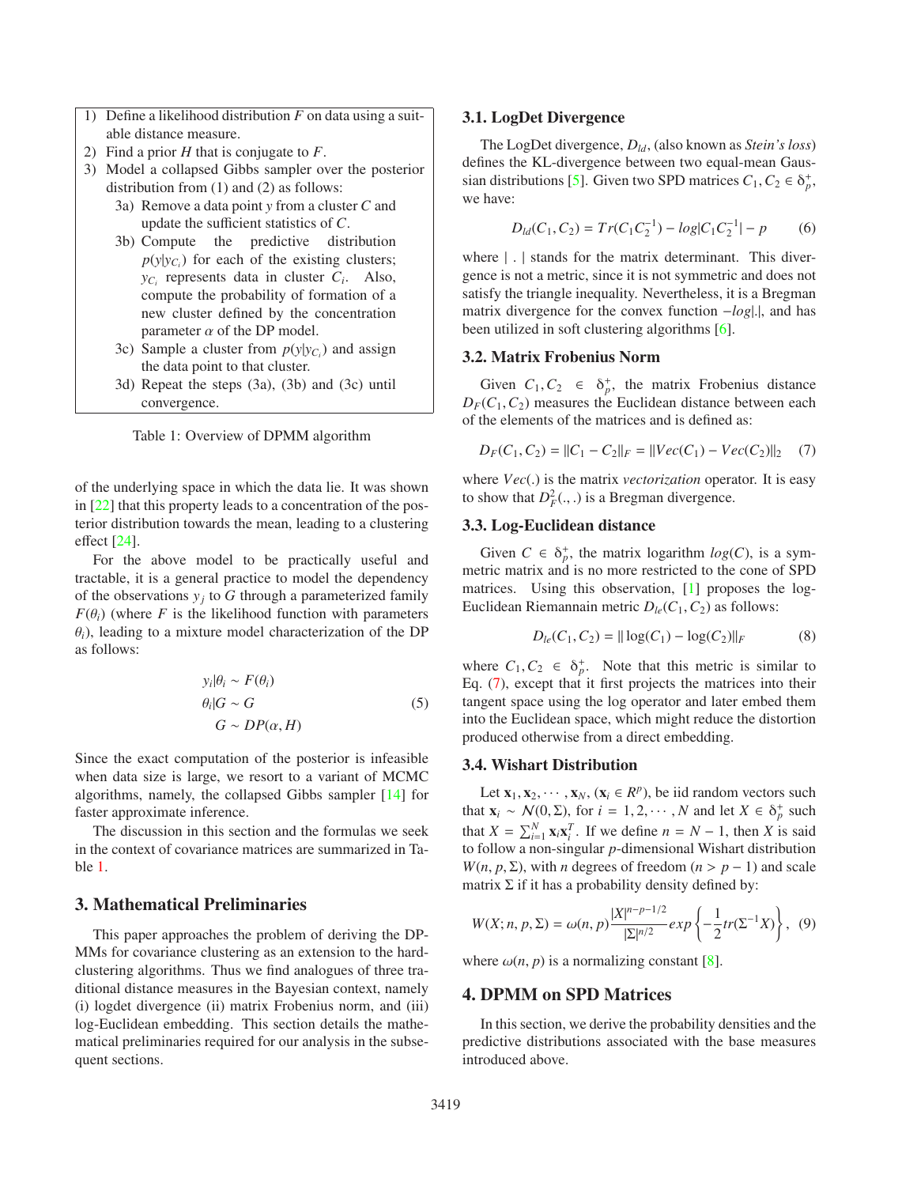1) Define a likelihood distribution $F$ on data using a suitable distance measure.
2) Find a prior $H$ that is conjugate to $F$.
3) Model a collapsed Gibbs sampler over the posterior distribution from (1) and (2) as follows:
   - 3a) Remove a data point $y$ from a cluster $C$ and update the sufficient statistics of $C$.
   - 3b) Compute the predictive distribution $p(y|y_{C_i})$ for each of the existing clusters; $y_{C_i}$ represents data in cluster $C_i$. Also, compute the probability of formation of a new cluster defined by the concentration parameter $\alpha$ of the DP model.
   - 3c) Sample a cluster from $p(y|y_{C_i})$ and assign the data point to that cluster.
   - 3d) Repeat the steps (3a), (3b) and (3c) until convergence.

Table 1: Overview of DPMM algorithm

of the underlying space in which the data lie. It was shown in [22] that this property leads to a concentration of the posterior distribution towards the mean, leading to a clustering effect [24].

For the above model to be practically useful and tractable, it is a general practice to model the dependency of the observations $y_j$ to $G$ through a parameterized family $F(\theta_i)$ (where $F$ is the likelihood function with parameters $\theta_i$), leading to a mixture model characterization of the DP as follows:

$$
\begin{aligned}
y_i|\theta_i &\sim F(\theta_i) \\
\theta_i|G &\sim G \\
G &\sim DP(\alpha, H)
\end{aligned}
\tag{5}
$$

Since the exact computation of the posterior is infeasible when data size is large, we resort to a variant of MCMC algorithms, namely, the collapsed Gibbs sampler [14] for faster approximate inference.

The discussion in this section and the formulas we seek in the context of covariance matrices are summarized in Table 1.

# 3. Mathematical Preliminaries

This paper approaches the problem of deriving the DPMMs for covariance clustering as an extension to the hard-clustering algorithms. Thus we find analogues of three traditional distance measures in the Bayesian context, namely (i) logdet divergence (ii) matrix Frobenius norm, and (iii) log-Euclidean embedding. This section details the mathematical preliminaries required for our analysis in the subsequent sections.

## 3.1. LogDet Divergence

The LogDet divergence, $D_{ld}$, (also known as *Stein's loss*) defines the KL-divergence between two equal-mean Gaussian distributions [5]. Given two SPD matrices $C_1, C_2 \in \mathcal{S}_p^+$, we have:

$$
D_{ld}(C_1, C_2) = Tr(C_1 C_2^{-1}) - log|C_1 C_2^{-1}| - p \tag{6}
$$

where $|\,.\,|$ stands for the matrix determinant. This divergence is not a metric, since it is not symmetric and does not satisfy the triangle inequality. Nevertheless, it is a Bregman matrix divergence for the convex function $-log|.|$, and has been utilized in soft clustering algorithms [6].

## 3.2. Matrix Frobenius Norm

Given $C_1, C_2 \in \mathcal{S}_p^+$, the matrix Frobenius distance $D_F(C_1, C_2)$ measures the Euclidean distance between each of the elements of the matrices and is defined as:

$$
D_F(C_1, C_2) = \|C_1 - C_2\|_F = \|Vec(C_1) - Vec(C_2)\|_2 \tag{7}
$$

where $Vec(.)$ is the matrix *vectorization* operator. It is easy to show that $D_F^2(.,.)$ is a Bregman divergence.

## 3.3. Log-Euclidean distance

Given $C \in \mathcal{S}_p^+$, the matrix logarithm $log(C)$, is a symmetric matrix and is no more restricted to the cone of SPD matrices. Using this observation, [1] proposes the log-Euclidean Riemannain metric $D_{le}(C_1, C_2)$ as follows:

$$
D_{le}(C_1, C_2) = \|\log(C_1) - \log(C_2)\|_F \tag{8}
$$

where $C_1, C_2 \in \mathcal{S}_p^+$. Note that this metric is similar to Eq. (7), except that it first projects the matrices into their tangent space using the log operator and later embed them into the Euclidean space, which might reduce the distortion produced otherwise from a direct embedding.

## 3.4. Wishart Distribution

Let $\mathbf{x}_1, \mathbf{x}_2, \cdots, \mathbf{x}_N$, ($\mathbf{x}_i \in R^p$), be iid random vectors such that $\mathbf{x}_i \sim \mathcal{N}(0, \Sigma)$, for $i = 1, 2, \cdots, N$ and let $X \in \mathcal{S}_p^+$ such that $X = \sum_{i=1}^N \mathbf{x}_i \mathbf{x}_i^T$. If we define $n = N - 1$, then $X$ is said to follow a non-singular $p$-dimensional Wishart distribution $W(n, p, \Sigma)$, with $n$ degrees of freedom ($n > p - 1$) and scale matrix $\Sigma$ if it has a probability density defined by:

$$
W(X; n, p, \Sigma) = \omega(n, p) \frac{|X|^{n-p-1/2}}{|\Sigma|^{n/2}} exp\left\{-\frac{1}{2} tr(\Sigma^{-1} X)\right\}, \tag{9}
$$

where $\omega(n, p)$ is a normalizing constant [8].

# 4. DPMM on SPD Matrices

In this section, we derive the probability densities and the predictive distributions associated with the base measures introduced above.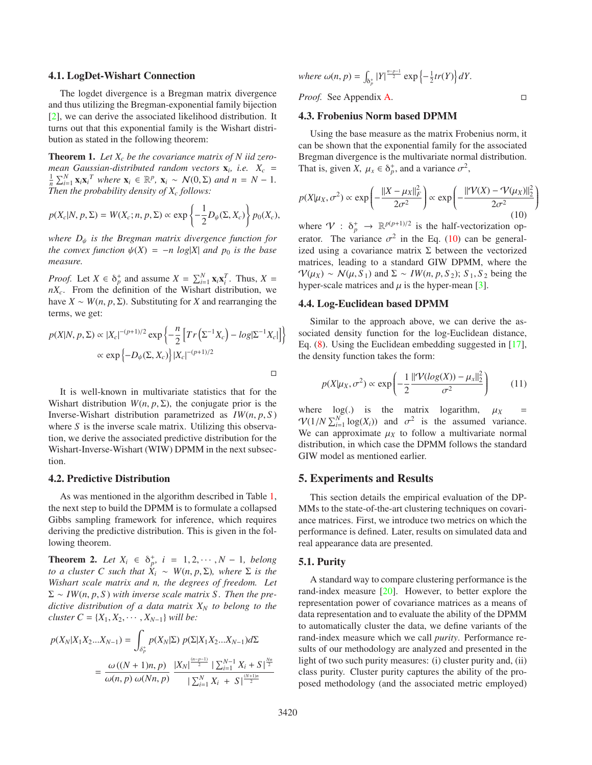### 4.1. LogDet-Wishart Connection

The logdet divergence is a Bregman matrix divergence and thus utilizing the Bregman-exponential family bijection [2], we can derive the associated likelihood distribution. It turns out that this exponential family is the Wishart distribution as stated in the following theorem:

**Theorem 1.** *Let $X_c$ be the covariance matrix of $N$ iid zero-mean Gaussian-distributed random vectors $\mathbf{x}_i$, i.e. $X_c = \frac{1}{n}\sum_{i=1}^{N}\mathbf{x}_i\mathbf{x}_i^T$ where $\mathbf{x}_i \in \mathbb{R}^p$, $\mathbf{x}_i \sim \mathcal{N}(0,\Sigma)$ and $n = N-1$. Then the probability density of $X_c$ follows:*

$$p(X_c|N,p,\Sigma) = W(X_c;n,p,\Sigma) \propto \exp\left\{-\frac{1}{2}D_\psi(\Sigma,X_c)\right\}p_0(X_c),$$

*where $D_\psi$ is the Bregman matrix divergence function for the convex function $\psi(X) = -n\, log|X|$ and $p_0$ is the base measure.*

*Proof.* Let $X \in \mathcal{S}_p^+$ and assume $X = \sum_{i=1}^{N}\mathbf{x}_i\mathbf{x}_i^T$. Thus, $X = nX_c$. From the definition of the Wishart distribution, we have $X \sim W(n,p,\Sigma)$. Substituting for $X$ and rearranging the terms, we get:

$$\begin{aligned} p(X|N,p,\Sigma) &\propto |X_c|^{-(p+1)/2}\exp\left\{-\frac{n}{2}\left[Tr\left(\Sigma^{-1}X_c\right) - log|\Sigma^{-1}X_c|\right]\right\} \\ &\propto \exp\left\{-D_\psi(\Sigma,X_c)\right\}|X_c|^{-(p+1)/2} \end{aligned}$$

□

It is well-known in multivariate statistics that for the Wishart distribution $W(n,p,\Sigma)$, the conjugate prior is the Inverse-Wishart distribution parametrized as $IW(n,p,S)$ where $S$ is the inverse scale matrix. Utilizing this observation, we derive the associated predictive distribution for the Wishart-Inverse-Wishart (WIW) DPMM in the next subsection.

### 4.2. Predictive Distribution

As was mentioned in the algorithm described in Table 1, the next step to build the DPMM is to formulate a collapsed Gibbs sampling framework for inference, which requires deriving the predictive distribution. This is given in the following theorem.

**Theorem 2.** *Let $X_i \in \mathcal{S}_p^+$, $i = 1,2,\cdots,N-1$, belong to a cluster $C$ such that $X_i \sim W(n,p,\Sigma)$, where $\Sigma$ is the Wishart scale matrix and $n$, the degrees of freedom. Let $\Sigma \sim IW(n,p,S)$ with inverse scale matrix $S$. Then the predictive distribution of a data matrix $X_N$ to belong to the cluster $C = \{X_1,X_2,\cdots,X_{N-1}\}$ will be:*

$$\begin{aligned} p(X_N|X_1X_2...X_{N-1}) &= \int_{\mathcal{S}_p^+} p(X_N|\Sigma)\; p(\Sigma|X_1X_2...X_{N-1})d\Sigma \\ &= \frac{\omega\left((N+1)n,p\right)}{\omega(n,p)\;\omega(Nn,p)}\;\frac{|X_N|^{\frac{(n-p-1)}{2}}\;|\sum_{i=1}^{N-1}X_i + S|^{\frac{Nn}{2}}}{|\sum_{i=1}^{N}X_i\; + \;S|^{\frac{(N+1)n}{2}}} \end{aligned}$$

*where $\omega(n,p) = \int_{\mathcal{S}_p^+}|Y|^{\frac{n-p-1}{2}}\exp\left\{-\frac{1}{2}tr(Y)\right\}dY$.*

*Proof.* See Appendix A. □

### 4.3. Frobenius Norm based DPMM

Using the base measure as the matrix Frobenius norm, it can be shown that the exponential family for the associated Bregman divergence is the multivariate normal distribution. That is, given $X$, $\mu_x \in \mathcal{S}_p^+$, and a variance $\sigma^2$,

$$p(X|\mu_X,\sigma^2) \propto \exp\left(-\frac{\|X-\mu_X\|_F^2}{2\sigma^2}\right) \propto \exp\left(-\frac{\|\mathcal{V}(X)-\mathcal{V}(\mu_X)\|_2^2}{2\sigma^2}\right) \quad (10)$$

where $\mathcal{V}: \mathcal{S}_p^+ \rightarrow \mathbb{R}^{p(p+1)/2}$ is the half-vectorization operator. The variance $\sigma^2$ in the Eq. (10) can be generalized using a covariance matrix $\Sigma$ between the vectorized matrices, leading to a standard GIW DPMM, where the $\mathcal{V}(\mu_X) \sim \mathcal{N}(\mu,S_1)$ and $\Sigma \sim IW(n,p,S_2)$; $S_1, S_2$ being the hyper-scale matrices and $\mu$ is the hyper-mean [3].

### 4.4. Log-Euclidean based DPMM

Similar to the approach above, we can derive the associated density function for the log-Euclidean distance, Eq. (8). Using the Euclidean embedding suggested in [17], the density function takes the form:

$$p(X|\mu_X,\sigma^2) \propto \exp\left(-\frac{1}{2}\frac{\|\mathcal{V}(log(X))-\mu_x\|_2^2}{\sigma^2}\right) \quad (11)$$

where $\log(.)$ is the matrix logarithm, $\mu_X = \mathcal{V}(1/N\sum_{i=1}^{N}\log(X_i))$ and $\sigma^2$ is the assumed variance. We can approximate $\mu_X$ to follow a multivariate normal distribution, in which case the DPMM follows the standard GIW model as mentioned earlier.

## 5. Experiments and Results

This section details the empirical evaluation of the DPMMs to the state-of-the-art clustering techniques on covariance matrices. First, we introduce two metrics on which the performance is defined. Later, results on simulated data and real appearance data are presented.

### 5.1. Purity

A standard way to compare clustering performance is the rand-index measure [20]. However, to better explore the representation power of covariance matrices as a means of data representation and to evaluate the ability of the DPMM to automatically cluster the data, we define variants of the rand-index measure which we call *purity*. Performance results of our methodology are analyzed and presented in the light of two such purity measures: (i) cluster purity and, (ii) class purity. Cluster purity captures the ability of the proposed methodology (and the associated metric employed)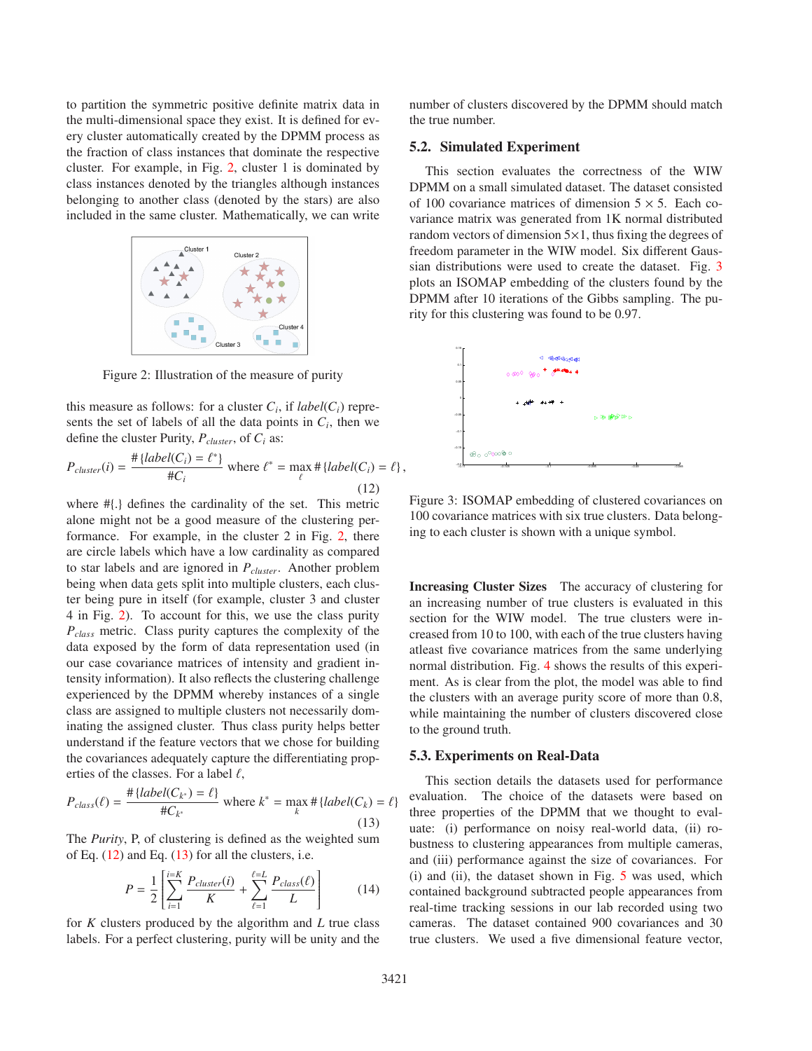to partition the symmetric positive definite matrix data in the multi-dimensional space they exist. It is defined for every cluster automatically created by the DPMM process as the fraction of class instances that dominate the respective cluster. For example, in Fig. 2, cluster 1 is dominated by class instances denoted by the triangles although instances belonging to another class (denoted by the stars) are also included in the same cluster. Mathematically, we can write

Figure 2: Illustration of the measure of purity

this measure as follows: for a cluster $C_i$, if $label(C_i)$ represents the set of labels of all the data points in $C_i$, then we define the cluster Purity, $P_{cluster}$, of $C_i$ as:

$$P_{cluster}(i) = \frac{\#\{label(C_i) = \ell^*\}}{\#C_i} \quad \text{where } \ell^* = \max_{\ell} \#\{label(C_i) = \ell\}, \tag{12}$$

where $\#\{.\}$ defines the cardinality of the set. This metric alone might not be a good measure of the clustering performance. For example, in the cluster 2 in Fig. 2, there are circle labels which have a low cardinality as compared to star labels and are ignored in $P_{cluster}$. Another problem being when data gets split into multiple clusters, each cluster being pure in itself (for example, cluster 3 and cluster 4 in Fig. 2). To account for this, we use the class purity $P_{class}$ metric. Class purity captures the complexity of the data exposed by the form of data representation used (in our case covariance matrices of intensity and gradient intensity information). It also reflects the clustering challenge experienced by the DPMM whereby instances of a single class are assigned to multiple clusters not necessarily dominating the assigned cluster. Thus class purity helps better understand if the feature vectors that we chose for building the covariances adequately capture the differentiating properties of the classes. For a label $\ell$,

$$P_{class}(\ell) = \frac{\#\{label(C_{k^*}) = \ell\}}{\#C_{k^*}} \quad \text{where } k^* = \max_{k} \#\{label(C_k) = \ell\} \tag{13}$$

The *Purity*, P, of clustering is defined as the weighted sum of Eq. (12) and Eq. (13) for all the clusters, i.e.

$$P = \frac{1}{2}\left[\sum_{i=1}^{i=K} \frac{P_{cluster}(i)}{K} + \sum_{\ell=1}^{\ell=L} \frac{P_{class}(\ell)}{L}\right] \tag{14}$$

for $K$ clusters produced by the algorithm and $L$ true class labels. For a perfect clustering, purity will be unity and the number of clusters discovered by the DPMM should match the true number.

## 5.2. Simulated Experiment

This section evaluates the correctness of the WIW DPMM on a small simulated dataset. The dataset consisted of 100 covariance matrices of dimension $5 \times 5$. Each covariance matrix was generated from 1K normal distributed random vectors of dimension $5{\times}1$, thus fixing the degrees of freedom parameter in the WIW model. Six different Gaussian distributions were used to create the dataset. Fig. 3 plots an ISOMAP embedding of the clusters found by the DPMM after 10 iterations of the Gibbs sampling. The purity for this clustering was found to be 0.97.

Figure 3: ISOMAP embedding of clustered covariances on 100 covariance matrices with six true clusters. Data belonging to each cluster is shown with a unique symbol.

**Increasing Cluster Sizes** The accuracy of clustering for an increasing number of true clusters is evaluated in this section for the WIW model. The true clusters were increased from 10 to 100, with each of the true clusters having atleast five covariance matrices from the same underlying normal distribution. Fig. 4 shows the results of this experiment. As is clear from the plot, the model was able to find the clusters with an average purity score of more than 0.8, while maintaining the number of clusters discovered close to the ground truth.

## 5.3. Experiments on Real-Data

This section details the datasets used for performance evaluation. The choice of the datasets were based on three properties of the DPMM that we thought to evaluate: (i) performance on noisy real-world data, (ii) robustness to clustering appearances from multiple cameras, and (iii) performance against the size of covariances. For (i) and (ii), the dataset shown in Fig. 5 was used, which contained background subtracted people appearances from real-time tracking sessions in our lab recorded using two cameras. The dataset contained 900 covariances and 30 true clusters. We used a five dimensional feature vector,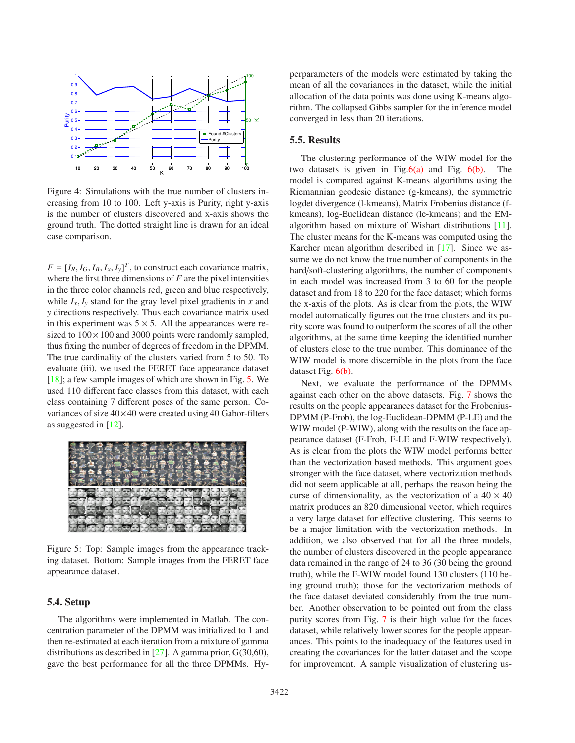Figure 4: Simulations with the true number of clusters increasing from 10 to 100. Left y-axis is Purity, right y-axis is the number of clusters discovered and x-axis shows the ground truth. The dotted straight line is drawn for an ideal case comparison.

$F = [I_R, I_G, I_B, I_x, I_y]^T$, to construct each covariance matrix, where the first three dimensions of $F$ are the pixel intensities in the three color channels red, green and blue respectively, while $I_x, I_y$ stand for the gray level pixel gradients in $x$ and $y$ directions respectively. Thus each covariance matrix used in this experiment was $5 \times 5$. All the appearances were resized to $100 \times 100$ and 3000 points were randomly sampled, thus fixing the number of degrees of freedom in the DPMM. The true cardinality of the clusters varied from 5 to 50. To evaluate (iii), we used the FERET face appearance dataset [18]; a few sample images of which are shown in Fig. 5. We used 110 different face classes from this dataset, with each class containing 7 different poses of the same person. Covariances of size $40 \times 40$ were created using 40 Gabor-filters as suggested in [12].

Figure 5: Top: Sample images from the appearance tracking dataset. Bottom: Sample images from the FERET face appearance dataset.

### 5.4. Setup

The algorithms were implemented in Matlab. The concentration parameter of the DPMM was initialized to 1 and then re-estimated at each iteration from a mixture of gamma distributions as described in [27]. A gamma prior, G(30,60), gave the best performance for all the three DPMMs. Hyperparameters of the models were estimated by taking the mean of all the covariances in the dataset, while the initial allocation of the data points was done using K-means algorithm. The collapsed Gibbs sampler for the inference model converged in less than 20 iterations.

### 5.5. Results

The clustering performance of the WIW model for the two datasets is given in Fig.6(a) and Fig. 6(b). The model is compared against K-means algorithms using the Riemannian geodesic distance (g-kmeans), the symmetric logdet divergence (l-kmeans), Matrix Frobenius distance (f-kmeans), log-Euclidean distance (le-kmeans) and the EM-algorithm based on mixture of Wishart distributions [11]. The cluster means for the K-means was computed using the Karcher mean algorithm described in [17]. Since we assume we do not know the true number of components in the hard/soft-clustering algorithms, the number of components in each model was increased from 3 to 60 for the people dataset and from 18 to 220 for the face dataset; which forms the x-axis of the plots. As is clear from the plots, the WIW model automatically figures out the true clusters and its purity score was found to outperform the scores of all the other algorithms, at the same time keeping the identified number of clusters close to the true number. This dominance of the WIW model is more discernible in the plots from the face dataset Fig. 6(b).

Next, we evaluate the performance of the DPMMs against each other on the above datasets. Fig. 7 shows the results on the people appearances dataset for the Frobenius-DPMM (P-Frob), the log-Euclidean-DPMM (P-LE) and the WIW model (P-WIW), along with the results on the face appearance dataset (F-Frob, F-LE and F-WIW respectively). As is clear from the plots the WIW model performs better than the vectorization based methods. This argument goes stronger with the face dataset, where vectorization methods did not seem applicable at all, perhaps the reason being the curse of dimensionality, as the vectorization of a $40 \times 40$ matrix produces an 820 dimensional vector, which requires a very large dataset for effective clustering. This seems to be a major limitation with the vectorization methods. In addition, we also observed that for all the three models, the number of clusters discovered in the people appearance data remained in the range of 24 to 36 (30 being the ground truth), while the F-WIW model found 130 clusters (110 being ground truth); those for the vectorization methods of the face dataset deviated considerably from the true number. Another observation to be pointed out from the class purity scores from Fig. 7 is their high value for the faces dataset, while relatively lower scores for the people appearances. This points to the inadequacy of the features used in creating the covariances for the latter dataset and the scope for improvement. A sample visualization of clustering us-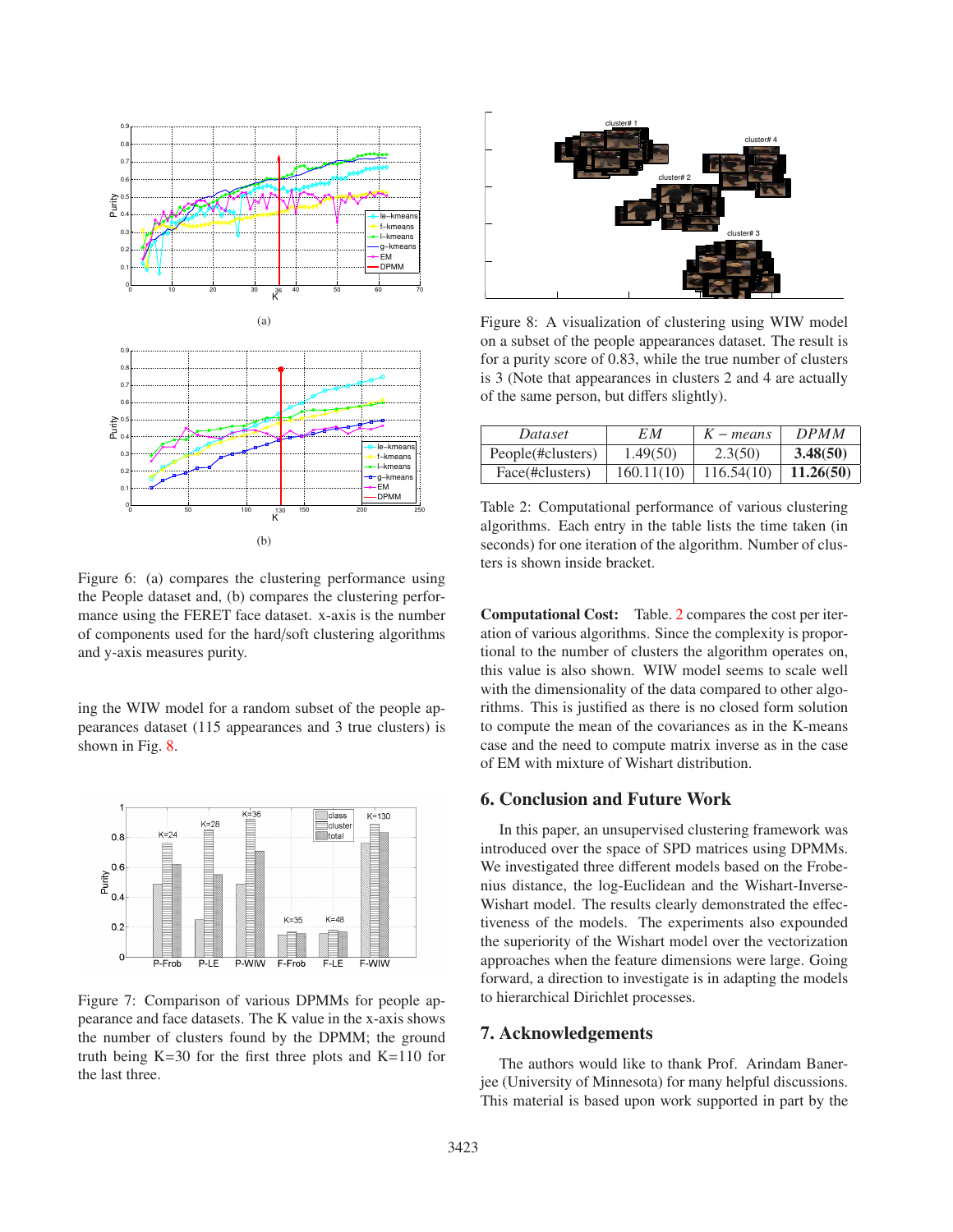Figure 6: (a) compares the clustering performance using the People dataset and, (b) compares the clustering performance using the FERET face dataset. x-axis is the number of components used for the hard/soft clustering algorithms and y-axis measures purity.

ing the WIW model for a random subset of the people appearances dataset (115 appearances and 3 true clusters) is shown in Fig. 8.

Figure 7: Comparison of various DPMMs for people appearance and face datasets. The K value in the x-axis shows the number of clusters found by the DPMM; the ground truth being K=30 for the first three plots and K=110 for the last three.

Figure 8: A visualization of clustering using WIW model on a subset of the people appearances dataset. The result is for a purity score of 0.83, while the true number of clusters is 3 (Note that appearances in clusters 2 and 4 are actually of the same person, but differs slightly).

| *Dataset* | *EM* | $K-means$ | *DPMM* |
|---|---|---|---|
| People(#clusters) | 1.49(50) | 2.3(50) | **3.48(50)** |
| Face(#clusters) | 160.11(10) | 116.54(10) | **11.26(50)** |

Table 2: Computational performance of various clustering algorithms. Each entry in the table lists the time taken (in seconds) for one iteration of the algorithm. Number of clusters is shown inside bracket.

**Computational Cost:** Table. 2 compares the cost per iteration of various algorithms. Since the complexity is proportional to the number of clusters the algorithm operates on, this value is also shown. WIW model seems to scale well with the dimensionality of the data compared to other algorithms. This is justified as there is no closed form solution to compute the mean of the covariances as in the K-means case and the need to compute matrix inverse as in the case of EM with mixture of Wishart distribution.

## 6. Conclusion and Future Work

In this paper, an unsupervised clustering framework was introduced over the space of SPD matrices using DPMMs. We investigated three different models based on the Frobenius distance, the log-Euclidean and the Wishart-Inverse-Wishart model. The results clearly demonstrated the effectiveness of the models. The experiments also expounded the superiority of the Wishart model over the vectorization approaches when the feature dimensions were large. Going forward, a direction to investigate is in adapting the models to hierarchical Dirichlet processes.

## 7. Acknowledgements

The authors would like to thank Prof. Arindam Banerjee (University of Minnesota) for many helpful discussions. This material is based upon work supported in part by the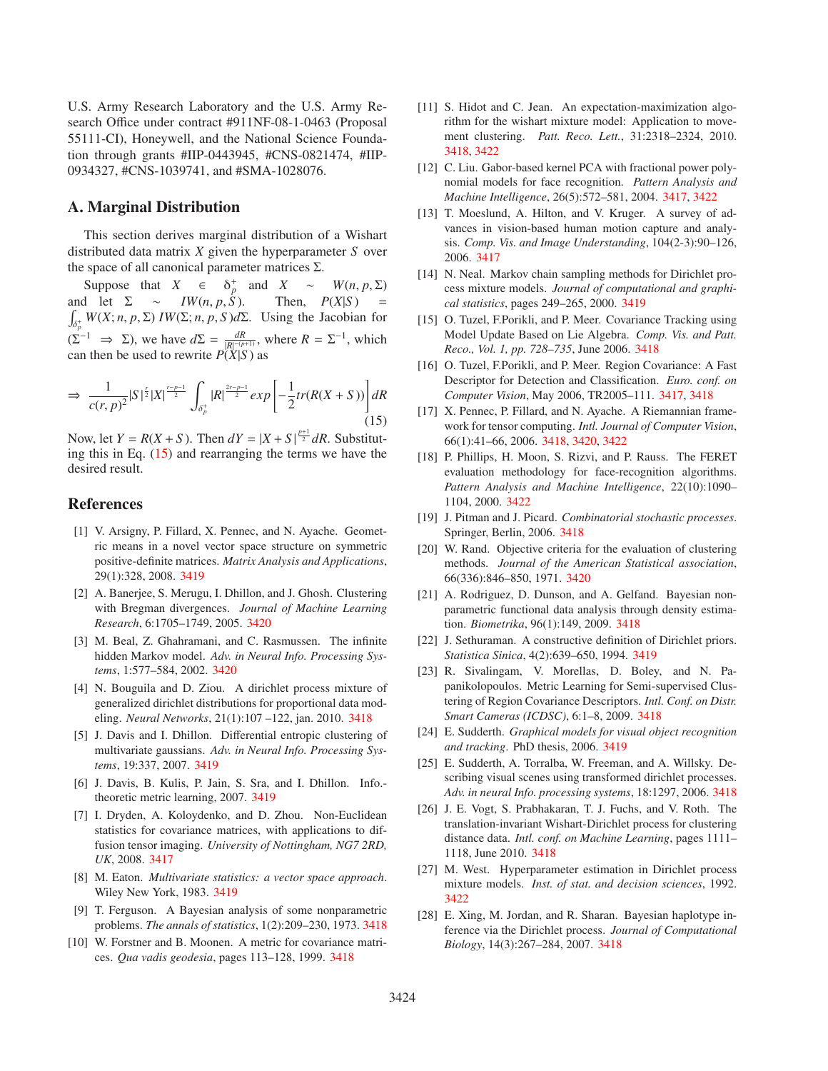U.S. Army Research Laboratory and the U.S. Army Research Office under contract #911NF-08-1-0463 (Proposal 55111-CI), Honeywell, and the National Science Foundation through grants #IIP-0443945, #CNS-0821474, #IIP-0934327, #CNS-1039741, and #SMA-1028076.

## A. Marginal Distribution

This section derives marginal distribution of a Wishart distributed data matrix $X$ given the hyperparameter $S$ over the space of all canonical parameter matrices $\Sigma$.

Suppose that $X \in \delta_p^+$ and $X \sim W(n,p,\Sigma)$ and let $\Sigma \sim IW(n,p,S)$. Then, $P(X|S) = \int_{\delta_p^+} W(X;n,p,\Sigma)\, IW(\Sigma;n,p,S) d\Sigma$. Using the Jacobian for $(\Sigma^{-1} \Rightarrow \Sigma)$, we have $d\Sigma = \frac{dR}{|R|^{-(p+1)}}$, where $R = \Sigma^{-1}$, which can then be used to rewrite $P(X|S)$ as

$$\Rightarrow \frac{1}{c(r,p)^2}|S|^{\frac{r}{2}}|X|^{\frac{r-p-1}{2}} \int_{\delta_p^+} |R|^{\frac{2r-p-1}{2}} exp\left[-\frac{1}{2}tr(R(X+S))\right] dR \tag{15}$$

Now, let $Y = R(X+S)$. Then $dY = |X+S|^{\frac{p+1}{2}} dR$. Substituting this in Eq. (15) and rearranging the terms we have the desired result.

## References

[1] V. Arsigny, P. Fillard, X. Pennec, and N. Ayache. Geometric means in a novel vector space structure on symmetric positive-definite matrices. *Matrix Analysis and Applications*, 29(1):328, 2008. 3419

[2] A. Banerjee, S. Merugu, I. Dhillon, and J. Ghosh. Clustering with Bregman divergences. *Journal of Machine Learning Research*, 6:1705–1749, 2005. 3420

[3] M. Beal, Z. Ghahramani, and C. Rasmussen. The infinite hidden Markov model. *Adv. in Neural Info. Processing Systems*, 1:577–584, 2002. 3420

[4] N. Bouguila and D. Ziou. A dirichlet process mixture of generalized dirichlet distributions for proportional data modeling. *Neural Networks*, 21(1):107 –122, jan. 2010. 3418

[5] J. Davis and I. Dhillon. Differential entropic clustering of multivariate gaussians. *Adv. in Neural Info. Processing Systems*, 19:337, 2007. 3419

[6] J. Davis, B. Kulis, P. Jain, S. Sra, and I. Dhillon. Info.-theoretic metric learning, 2007. 3419

[7] I. Dryden, A. Koloydenko, and D. Zhou. Non-Euclidean statistics for covariance matrices, with applications to diffusion tensor imaging. *University of Nottingham, NG7 2RD, UK*, 2008. 3417

[8] M. Eaton. *Multivariate statistics: a vector space approach*. Wiley New York, 1983. 3419

[9] T. Ferguson. A Bayesian analysis of some nonparametric problems. *The annals of statistics*, 1(2):209–230, 1973. 3418

[10] W. Forstner and B. Moonen. A metric for covariance matrices. *Qua vadis geodesia*, pages 113–128, 1999. 3418

[11] S. Hidot and C. Jean. An expectation-maximization algorithm for the wishart mixture model: Application to movement clustering. *Patt. Reco. Lett.*, 31:2318–2324, 2010. 3418, 3422

[12] C. Liu. Gabor-based kernel PCA with fractional power polynomial models for face recognition. *Pattern Analysis and Machine Intelligence*, 26(5):572–581, 2004. 3417, 3422

[13] T. Moeslund, A. Hilton, and V. Kruger. A survey of advances in vision-based human motion capture and analysis. *Comp. Vis. and Image Understanding*, 104(2-3):90–126, 2006. 3417

[14] N. Neal. Markov chain sampling methods for Dirichlet process mixture models. *Journal of computational and graphical statistics*, pages 249–265, 2000. 3419

[15] O. Tuzel, F.Porikli, and P. Meer. Covariance Tracking using Model Update Based on Lie Algebra. *Comp. Vis. and Patt. Reco., Vol. 1, pp. 728–735*, June 2006. 3418

[16] O. Tuzel, F.Porikli, and P. Meer. Region Covariance: A Fast Descriptor for Detection and Classification. *Euro. conf. on Computer Vision*, May 2006, TR2005–111. 3417, 3418

[17] X. Pennec, P. Fillard, and N. Ayache. A Riemannian framework for tensor computing. *Intl. Journal of Computer Vision*, 66(1):41–66, 2006. 3418, 3420, 3422

[18] P. Phillips, H. Moon, S. Rizvi, and P. Rauss. The FERET evaluation methodology for face-recognition algorithms. *Pattern Analysis and Machine Intelligence*, 22(10):1090–1104, 2000. 3422

[19] J. Pitman and J. Picard. *Combinatorial stochastic processes*. Springer, Berlin, 2006. 3418

[20] W. Rand. Objective criteria for the evaluation of clustering methods. *Journal of the American Statistical association*, 66(336):846–850, 1971. 3420

[21] A. Rodriguez, D. Dunson, and A. Gelfand. Bayesian nonparametric functional data analysis through density estimation. *Biometrika*, 96(1):149, 2009. 3418

[22] J. Sethuraman. A constructive definition of Dirichlet priors. *Statistica Sinica*, 4(2):639–650, 1994. 3419

[23] R. Sivalingam, V. Morellas, D. Boley, and N. Papanikolopoulos. Metric Learning for Semi-supervised Clustering of Region Covariance Descriptors. *Intl. Conf. on Distr. Smart Cameras (ICDSC)*, 6:1–8, 2009. 3418

[24] E. Sudderth. *Graphical models for visual object recognition and tracking*. PhD thesis, 2006. 3419

[25] E. Sudderth, A. Torralba, W. Freeman, and A. Willsky. Describing visual scenes using transformed dirichlet processes. *Adv. in neural Info. processing systems*, 18:1297, 2006. 3418

[26] J. E. Vogt, S. Prabhakaran, T. J. Fuchs, and V. Roth. The translation-invariant Wishart-Dirichlet process for clustering distance data. *Intl. conf. on Machine Learning*, pages 1111–1118, June 2010. 3418

[27] M. West. Hyperparameter estimation in Dirichlet process mixture models. *Inst. of stat. and decision sciences*, 1992. 3422

[28] E. Xing, M. Jordan, and R. Sharan. Bayesian haplotype inference via the Dirichlet process. *Journal of Computational Biology*, 14(3):267–284, 2007. 3418